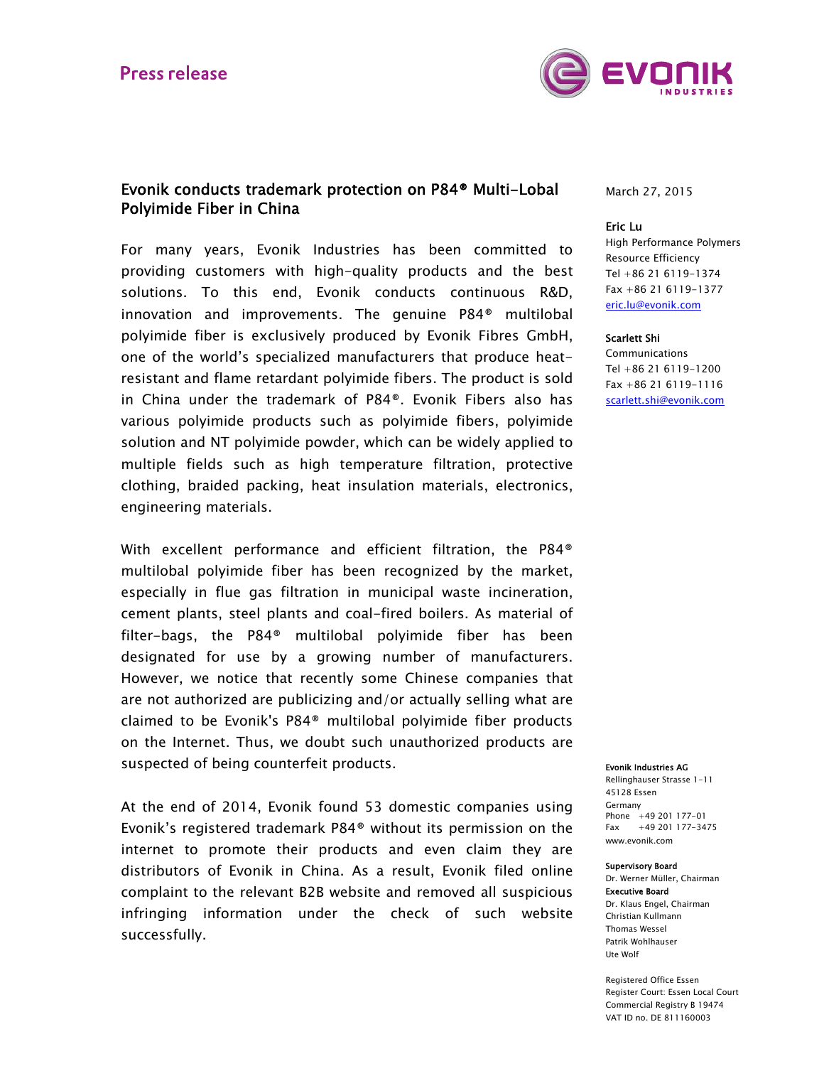Press release

# Evonik conducts trademark protection on P84® Multi-Lobal Polyimide Fiber in China

March 27, 2015

**Eric Lu**
High Performance Polymers
Resource Efficiency
Tel +86 21 6119-1374
Fax +86 21 6119-1377
eric.lu@evonik.com

**Scarlett Shi**
Communications
Tel +86 21 6119-1200
Fax +86 21 6119-1116
scarlett.shi@evonik.com

For many years, Evonik Industries has been committed to providing customers with high-quality products and the best solutions. To this end, Evonik conducts continuous R&D, innovation and improvements. The genuine P84® multilobal polyimide fiber is exclusively produced by Evonik Fibres GmbH, one of the world's specialized manufacturers that produce heat-resistant and flame retardant polyimide fibers. The product is sold in China under the trademark of P84®. Evonik Fibers also has various polyimide products such as polyimide fibers, polyimide solution and NT polyimide powder, which can be widely applied to multiple fields such as high temperature filtration, protective clothing, braided packing, heat insulation materials, electronics, engineering materials.

With excellent performance and efficient filtration, the P84® multilobal polyimide fiber has been recognized by the market, especially in flue gas filtration in municipal waste incineration, cement plants, steel plants and coal-fired boilers. As material of filter-bags, the P84® multilobal polyimide fiber has been designated for use by a growing number of manufacturers. However, we notice that recently some Chinese companies that are not authorized are publicizing and/or actually selling what are claimed to be Evonik's P84® multilobal polyimide fiber products on the Internet. Thus, we doubt such unauthorized products are suspected of being counterfeit products.

At the end of 2014, Evonik found 53 domestic companies using Evonik's registered trademark P84® without its permission on the internet to promote their products and even claim they are distributors of Evonik in China. As a result, Evonik filed online complaint to the relevant B2B website and removed all suspicious infringing information under the check of such website successfully.

**Evonik Industries AG**
Rellinghauser Strasse 1-11
45128 Essen
Germany
Phone +49 201 177-01
Fax +49 201 177-3475
www.evonik.com

**Supervisory Board**
Dr. Werner Müller, Chairman
**Executive Board**
Dr. Klaus Engel, Chairman
Christian Kullmann
Thomas Wessel
Patrik Wohlhauser
Ute Wolf

Registered Office Essen
Register Court: Essen Local Court
Commercial Registry B 19474
VAT ID no. DE 811160003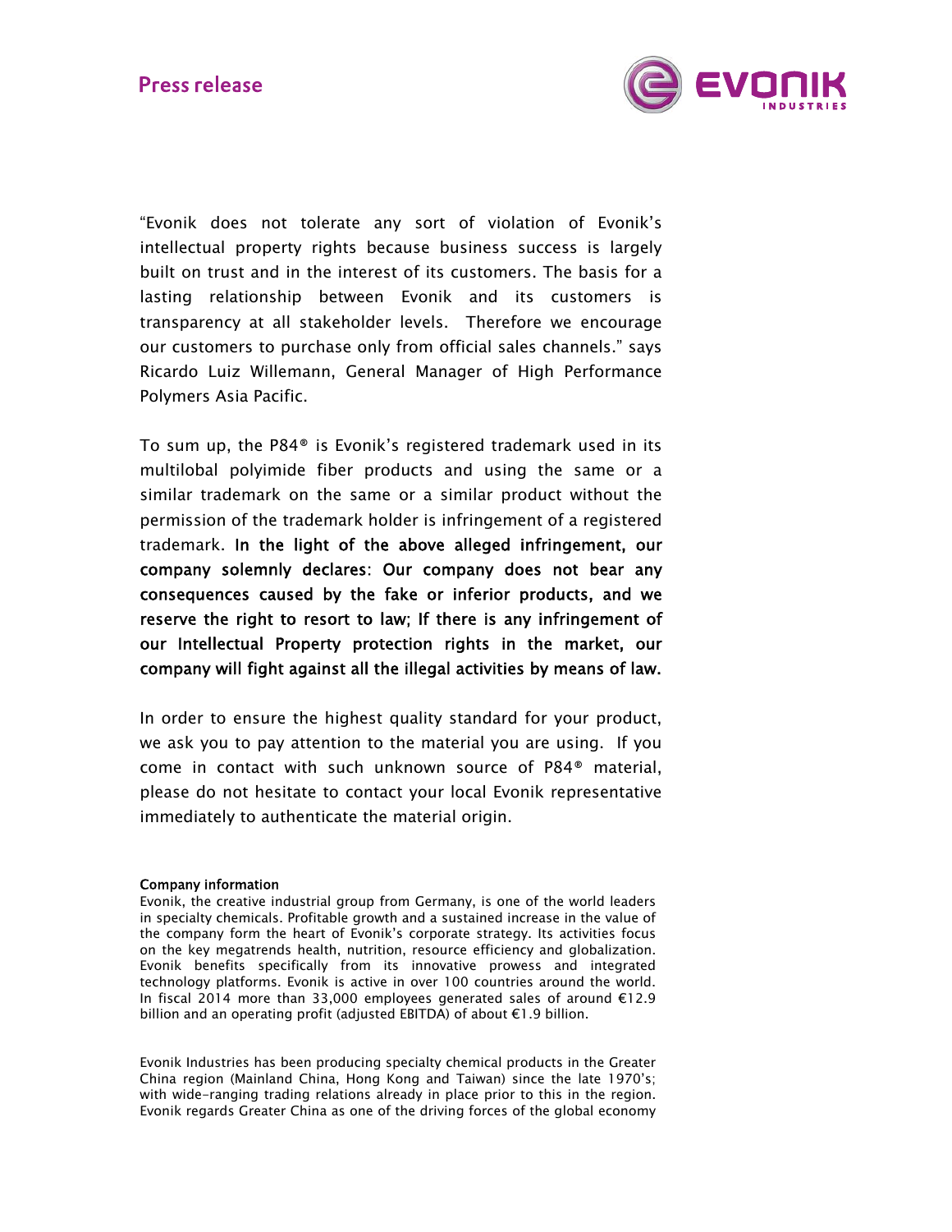"Evonik does not tolerate any sort of violation of Evonik's intellectual property rights because business success is largely built on trust and in the interest of its customers. The basis for a lasting relationship between Evonik and its customers is transparency at all stakeholder levels. Therefore we encourage our customers to purchase only from official sales channels." says Ricardo Luiz Willemann, General Manager of High Performance Polymers Asia Pacific.

To sum up, the P84® is Evonik's registered trademark used in its multilobal polyimide fiber products and using the same or a similar trademark on the same or a similar product without the permission of the trademark holder is infringement of a registered trademark. **In the light of the above alleged infringement, our company solemnly declares: Our company does not bear any consequences caused by the fake or inferior products, and we reserve the right to resort to law; If there is any infringement of our Intellectual Property protection rights in the market, our company will fight against all the illegal activities by means of law.**

In order to ensure the highest quality standard for your product, we ask you to pay attention to the material you are using. If you come in contact with such unknown source of P84® material, please do not hesitate to contact your local Evonik representative immediately to authenticate the material origin.

**Company information**

Evonik, the creative industrial group from Germany, is one of the world leaders in specialty chemicals. Profitable growth and a sustained increase in the value of the company form the heart of Evonik's corporate strategy. Its activities focus on the key megatrends health, nutrition, resource efficiency and globalization. Evonik benefits specifically from its innovative prowess and integrated technology platforms. Evonik is active in over 100 countries around the world. In fiscal 2014 more than 33,000 employees generated sales of around €12.9 billion and an operating profit (adjusted EBITDA) of about €1.9 billion.

Evonik Industries has been producing specialty chemical products in the Greater China region (Mainland China, Hong Kong and Taiwan) since the late 1970's; with wide-ranging trading relations already in place prior to this in the region. Evonik regards Greater China as one of the driving forces of the global economy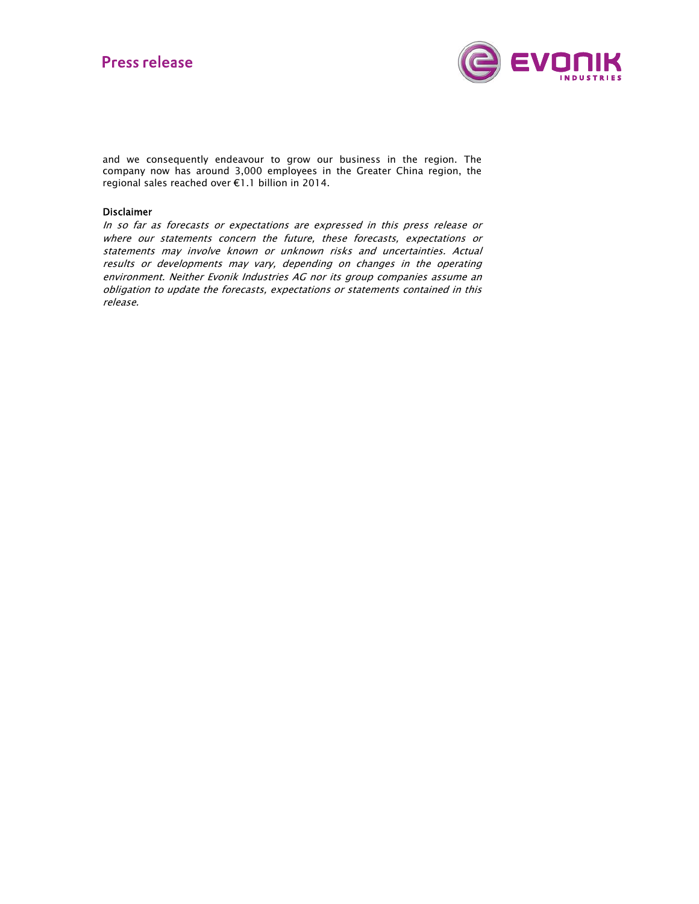and we consequently endeavour to grow our business in the region. The company now has around 3,000 employees in the Greater China region, the regional sales reached over €1.1 billion in 2014.

**Disclaimer**

*In so far as forecasts or expectations are expressed in this press release or where our statements concern the future, these forecasts, expectations or statements may involve known or unknown risks and uncertainties. Actual results or developments may vary, depending on changes in the operating environment. Neither Evonik Industries AG nor its group companies assume an obligation to update the forecasts, expectations or statements contained in this release.*